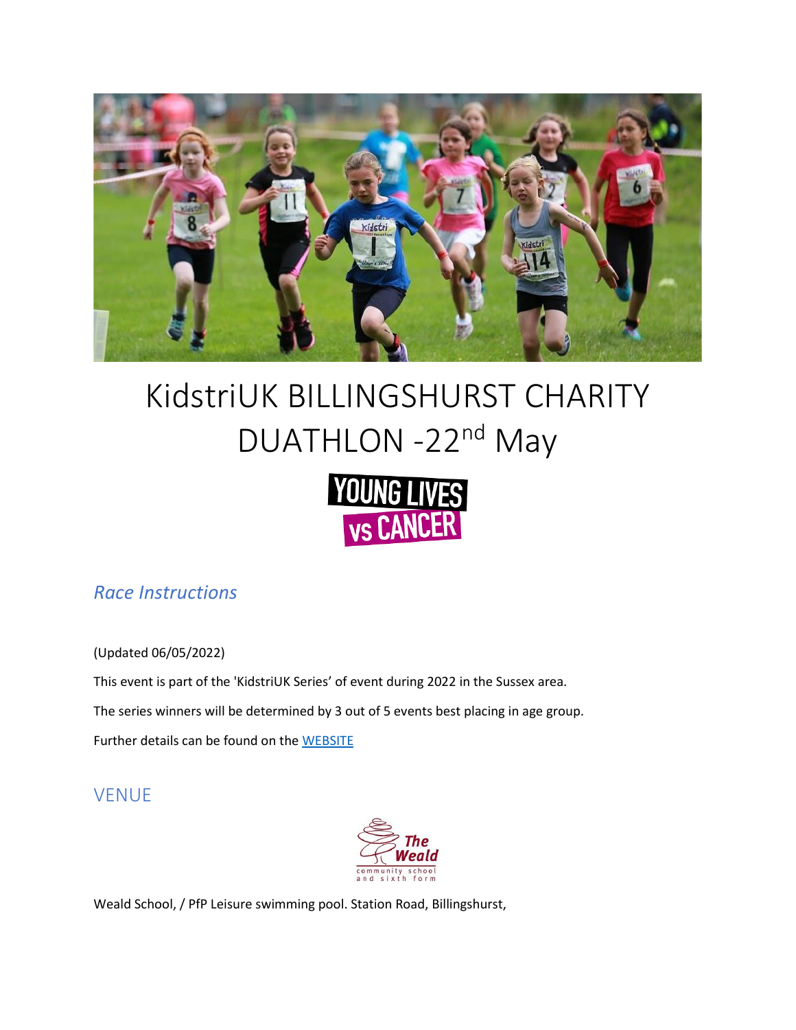# KidstriUK BILLINGSHURST CHARITY DUATHLON -22nd May

YOUNG LIVES vs CANCER

## *Race Instructions*

(Updated 06/05/2022)

This event is part of the 'KidstriUK Series' of event during 2022 in the Sussex area.

The series winners will be determined by 3 out of 5 events best placing in age group.

Further details can be found on the [WEBSITE]

## VENUE

The Weald community school and sixth form

Weald School, / PfP Leisure swimming pool. Station Road, Billingshurst,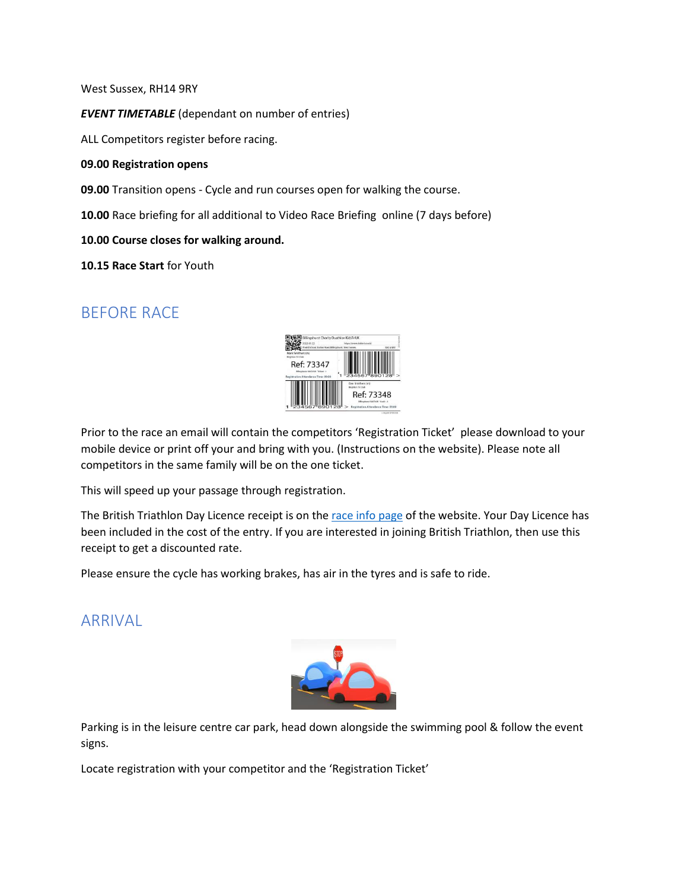West Sussex, RH14 9RY

***EVENT TIMETABLE*** (dependant on number of entries)

ALL Competitors register before racing.

**09.00 Registration opens**

**09.00** Transition opens - Cycle and run courses open for walking the course.

**10.00** Race briefing for all additional to Video Race Briefing online (7 days before)

**10.00 Course closes for walking around.**

**10.15 Race Start** for Youth

## BEFORE RACE

Prior to the race an email will contain the competitors 'Registration Ticket' please download to your mobile device or print off your and bring with you. (Instructions on the website). Please note all competitors in the same family will be on the one ticket.

This will speed up your passage through registration.

The British Triathlon Day Licence receipt is on the race info page of the website. Your Day Licence has been included in the cost of the entry. If you are interested in joining British Triathlon, then use this receipt to get a discounted rate.

Please ensure the cycle has working brakes, has air in the tyres and is safe to ride.

## ARRIVAL

Parking is in the leisure centre car park, head down alongside the swimming pool & follow the event signs.

Locate registration with your competitor and the 'Registration Ticket'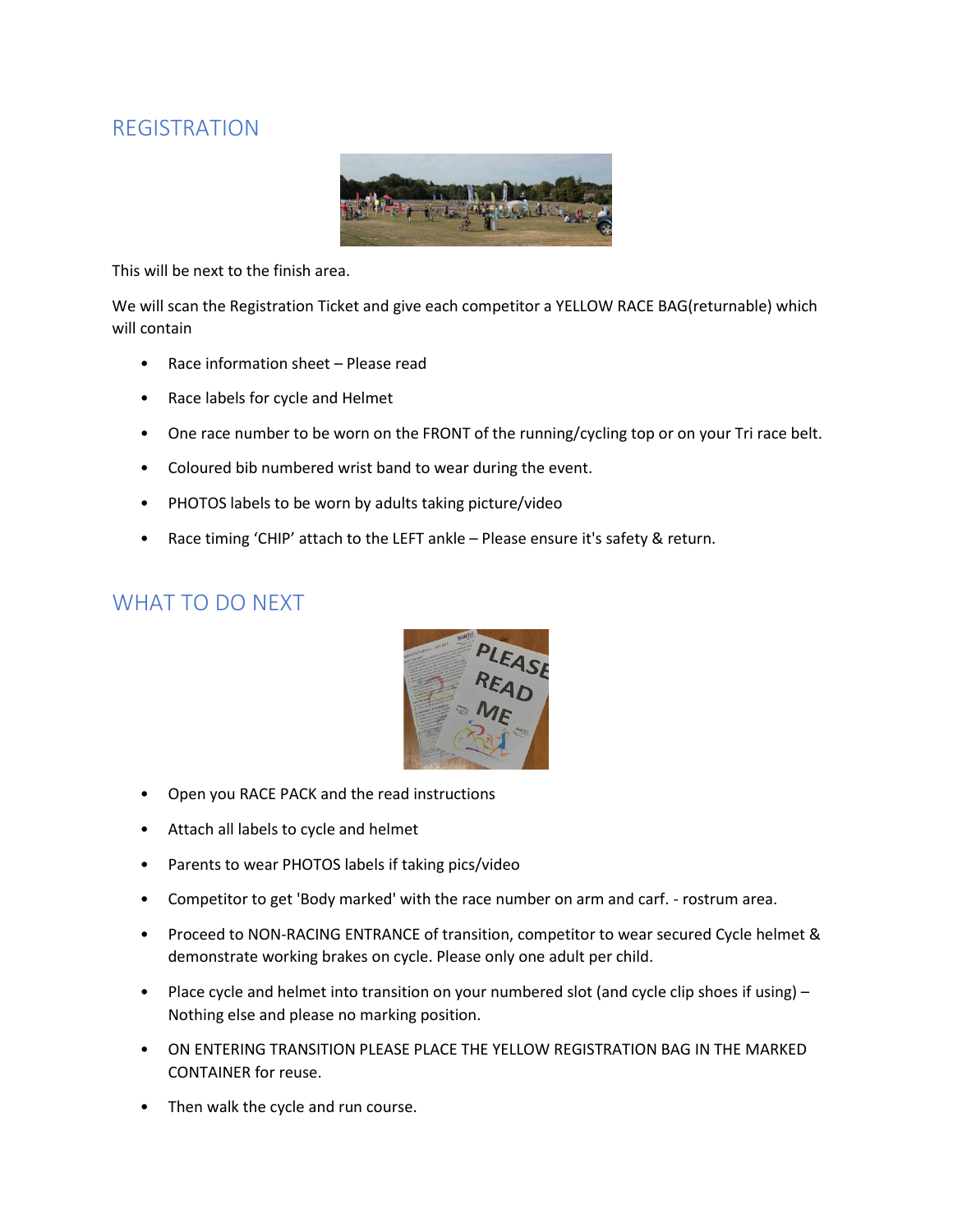## REGISTRATION

This will be next to the finish area.

We will scan the Registration Ticket and give each competitor a YELLOW RACE BAG(returnable) which will contain

- Race information sheet – Please read
- Race labels for cycle and Helmet
- One race number to be worn on the FRONT of the running/cycling top or on your Tri race belt.
- Coloured bib numbered wrist band to wear during the event.
- PHOTOS labels to be worn by adults taking picture/video
- Race timing 'CHIP' attach to the LEFT ankle – Please ensure it's safety & return.

## WHAT TO DO NEXT

- Open you RACE PACK and the read instructions
- Attach all labels to cycle and helmet
- Parents to wear PHOTOS labels if taking pics/video
- Competitor to get 'Body marked' with the race number on arm and carf. - rostrum area.
- Proceed to NON-RACING ENTRANCE of transition, competitor to wear secured Cycle helmet & demonstrate working brakes on cycle. Please only one adult per child.
- Place cycle and helmet into transition on your numbered slot (and cycle clip shoes if using) – Nothing else and please no marking position.
- ON ENTERING TRANSITION PLEASE PLACE THE YELLOW REGISTRATION BAG IN THE MARKED CONTAINER for reuse.
- Then walk the cycle and run course.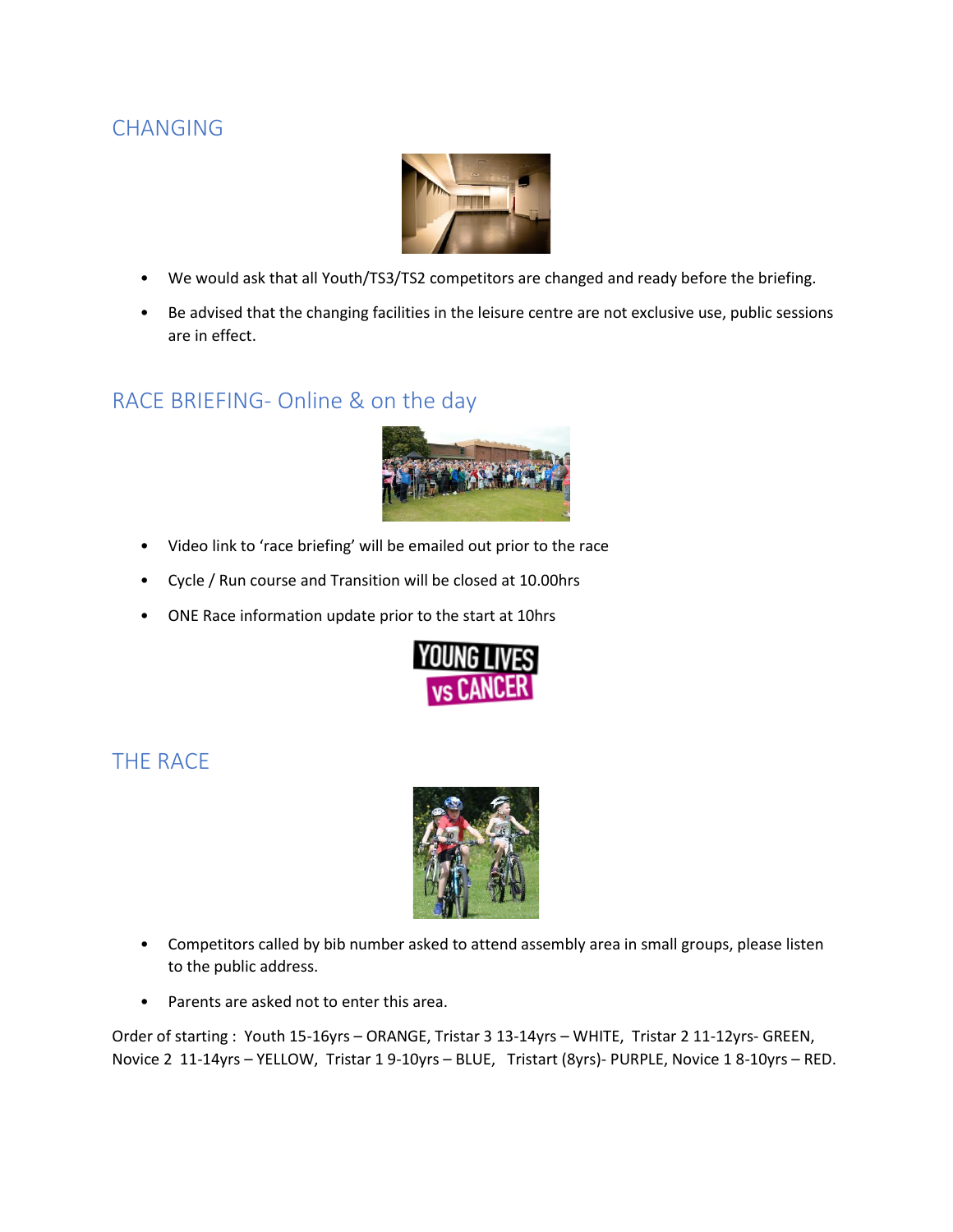## CHANGING

- We would ask that all Youth/TS3/TS2 competitors are changed and ready before the briefing.
- Be advised that the changing facilities in the leisure centre are not exclusive use, public sessions are in effect.

## RACE BRIEFING- Online & on the day

- Video link to 'race briefing' will be emailed out prior to the race
- Cycle / Run course and Transition will be closed at 10.00hrs
- ONE Race information update prior to the start at 10hrs

## THE RACE

- Competitors called by bib number asked to attend assembly area in small groups, please listen to the public address.
- Parents are asked not to enter this area.

Order of starting : Youth 15-16yrs – ORANGE, Tristar 3 13-14yrs – WHITE, Tristar 2 11-12yrs- GREEN, Novice 2 11-14yrs – YELLOW, Tristar 1 9-10yrs – BLUE, Tristart (8yrs)- PURPLE, Novice 1 8-10yrs – RED.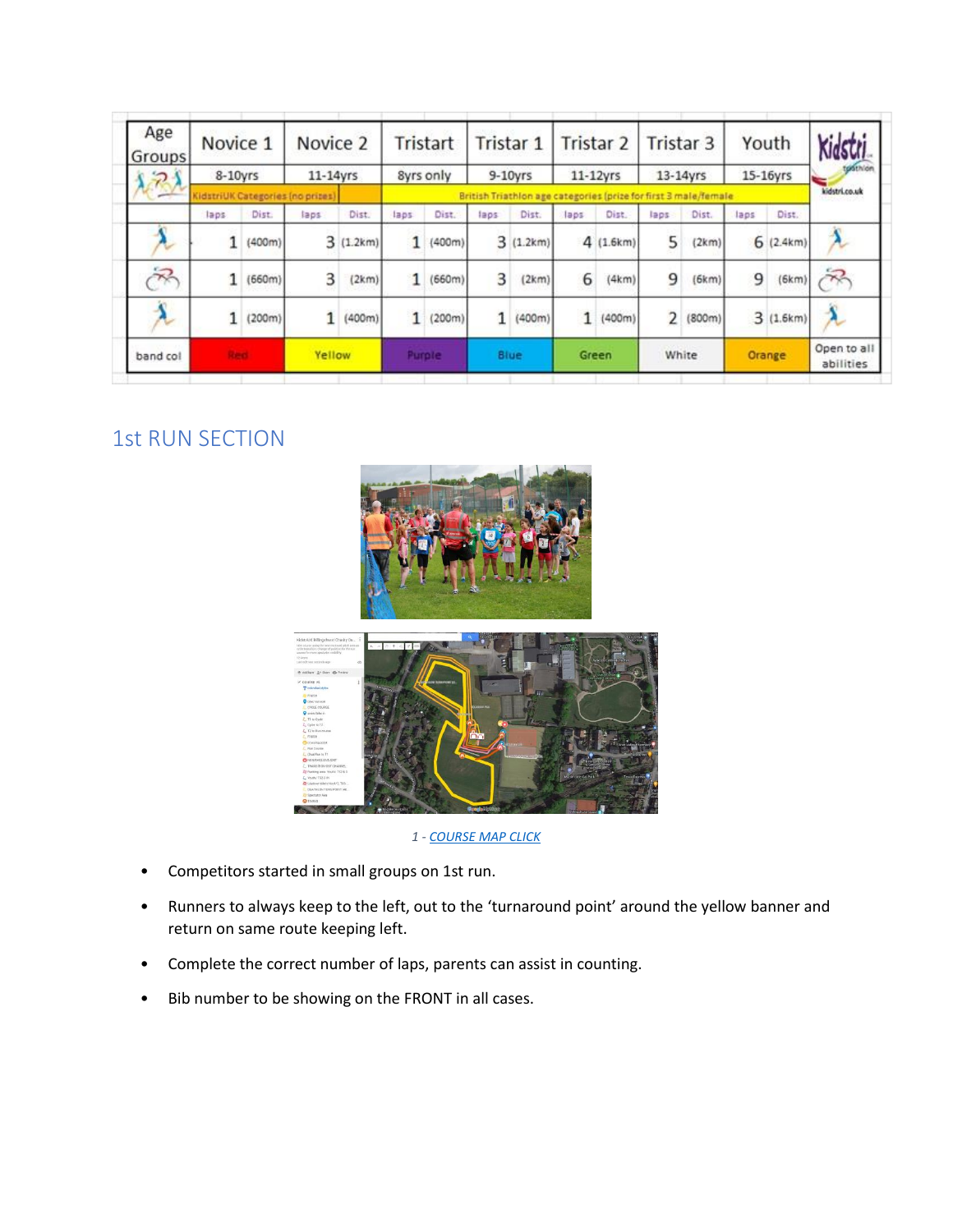| Age Groups | Novice 1 | | Novice 2 | | Tristart | | Tristar 1 | | Tristar 2 | | Tristar 3 | | Youth | | Kidstri triathlon kidstri.co.uk |
|---|---|---|---|---|---|---|---|---|---|---|---|---|---|---|---|
| | 8-10yrs | | 11-14yrs | | 8yrs only | | 9-10yrs | | 11-12yrs | | 13-14yrs | | 15-16yrs | | |
| | KidstriUK Categories (no prizes) | | | | British Triathlon age categories (prize for first 3 male/female | | | | | | | | | | |
| | laps | Dist. | laps | Dist. | laps | Dist. | laps | Dist. | laps | Dist. | laps | Dist. | laps | Dist. | |
| Run | 1 | (400m) | 3 | (1.2km) | 1 | (400m) | 3 | (1.2km) | 4 | (1.6km) | 5 | (2km) | 6 | (2.4km) | Run |
| Cycle | 1 | (660m) | 3 | (2km) | 1 | (660m) | 3 | (2km) | 6 | (4km) | 9 | (6km) | 9 | (6km) | Cycle |
| Run | 1 | (200m) | 1 | (400m) | 1 | (200m) | 1 | (400m) | 1 | (400m) | 2 | (800m) | 3 | (1.6km) | Run |
| band col | Red | | Yellow | | Purple | | Blue | | Green | | White | | Orange | | Open to all abilities |

## 1st RUN SECTION

1 - COURSE MAP CLICK

- Competitors started in small groups on 1st run.
- Runners to always keep to the left, out to the 'turnaround point' around the yellow banner and return on same route keeping left.
- Complete the correct number of laps, parents can assist in counting.
- Bib number to be showing on the FRONT in all cases.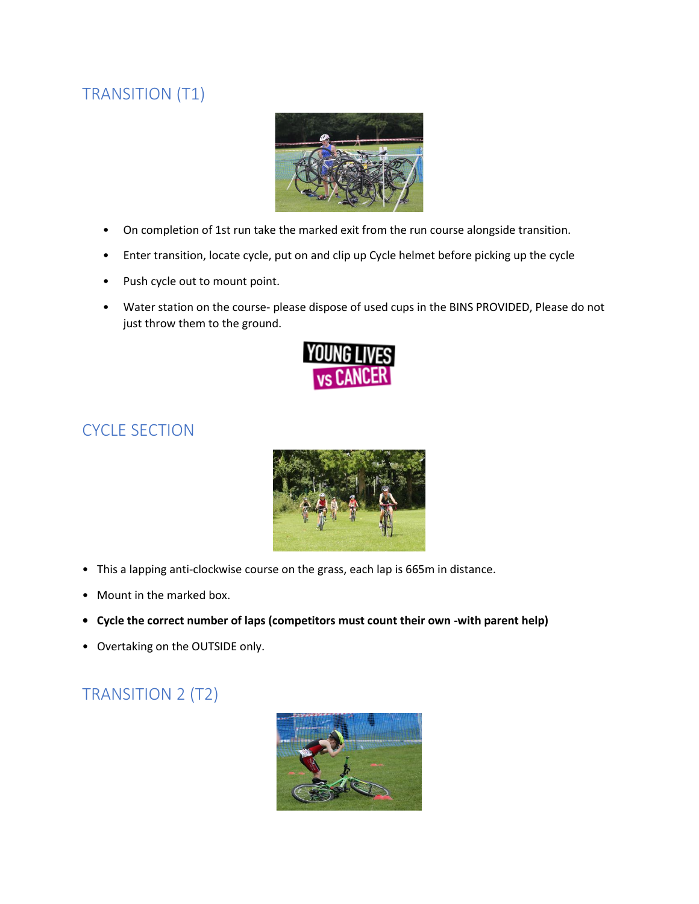## TRANSITION (T1)

- On completion of 1st run take the marked exit from the run course alongside transition.
- Enter transition, locate cycle, put on and clip up Cycle helmet before picking up the cycle
- Push cycle out to mount point.
- Water station on the course- please dispose of used cups in the BINS PROVIDED, Please do not just throw them to the ground.

## CYCLE SECTION

- This a lapping anti-clockwise course on the grass, each lap is 665m in distance.
- Mount in the marked box.
- **Cycle the correct number of laps (competitors must count their own -with parent help)**
- Overtaking on the OUTSIDE only.

## TRANSITION 2 (T2)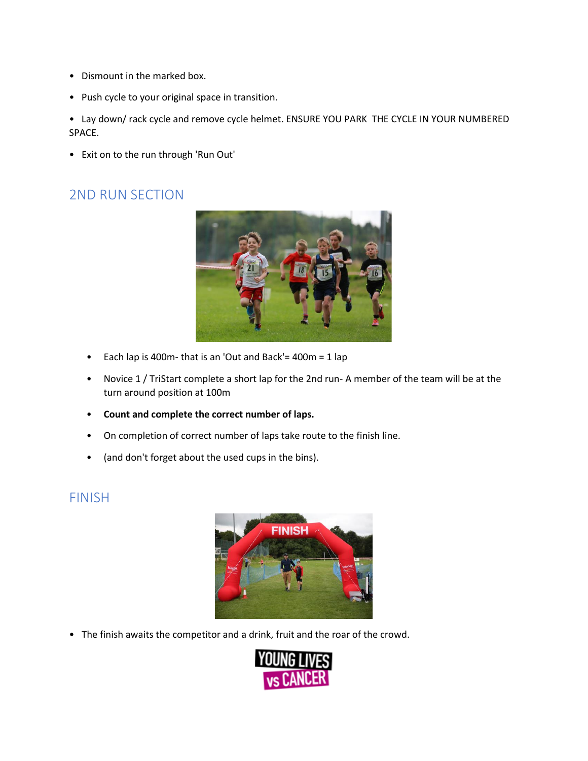- Dismount in the marked box.
- Push cycle to your original space in transition.
- Lay down/ rack cycle and remove cycle helmet. ENSURE YOU PARK THE CYCLE IN YOUR NUMBERED SPACE.
- Exit on to the run through 'Run Out'

## 2ND RUN SECTION

- Each lap is 400m- that is an 'Out and Back'= 400m = 1 lap
- Novice 1 / TriStart complete a short lap for the 2nd run- A member of the team will be at the turn around position at 100m
- **Count and complete the correct number of laps.**
- On completion of correct number of laps take route to the finish line.
- (and don't forget about the used cups in the bins).

## FINISH

- The finish awaits the competitor and a drink, fruit and the roar of the crowd.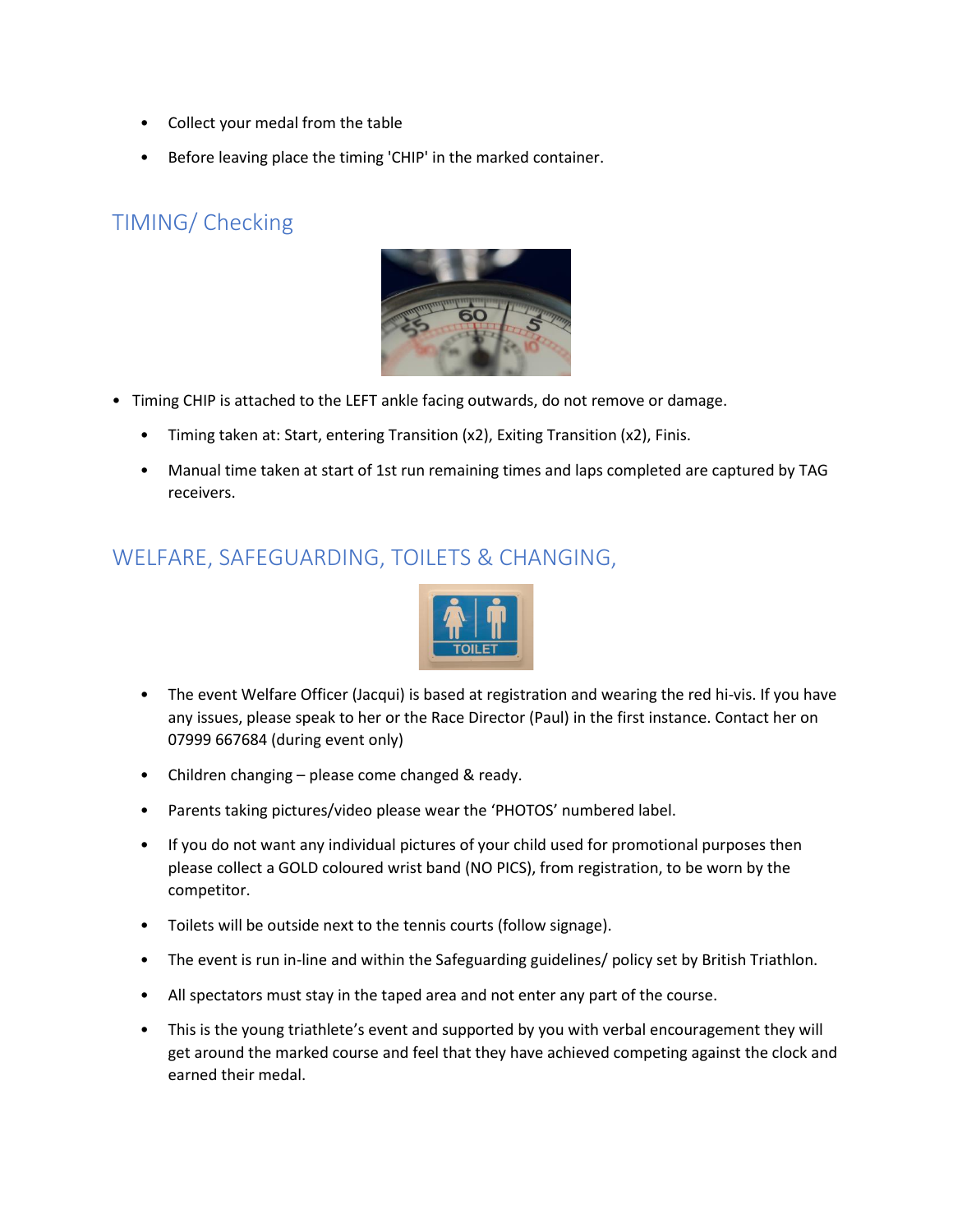- Collect your medal from the table
- Before leaving place the timing 'CHIP' in the marked container.

## TIMING/ Checking

- Timing CHIP is attached to the LEFT ankle facing outwards, do not remove or damage.
  - Timing taken at: Start, entering Transition (x2), Exiting Transition (x2), Finis.
  - Manual time taken at start of 1st run remaining times and laps completed are captured by TAG receivers.

## WELFARE, SAFEGUARDING, TOILETS & CHANGING,

- The event Welfare Officer (Jacqui) is based at registration and wearing the red hi-vis. If you have any issues, please speak to her or the Race Director (Paul) in the first instance. Contact her on 07999 667684 (during event only)
- Children changing – please come changed & ready.
- Parents taking pictures/video please wear the 'PHOTOS' numbered label.
- If you do not want any individual pictures of your child used for promotional purposes then please collect a GOLD coloured wrist band (NO PICS), from registration, to be worn by the competitor.
- Toilets will be outside next to the tennis courts (follow signage).
- The event is run in-line and within the Safeguarding guidelines/ policy set by British Triathlon.
- All spectators must stay in the taped area and not enter any part of the course.
- This is the young triathlete's event and supported by you with verbal encouragement they will get around the marked course and feel that they have achieved competing against the clock and earned their medal.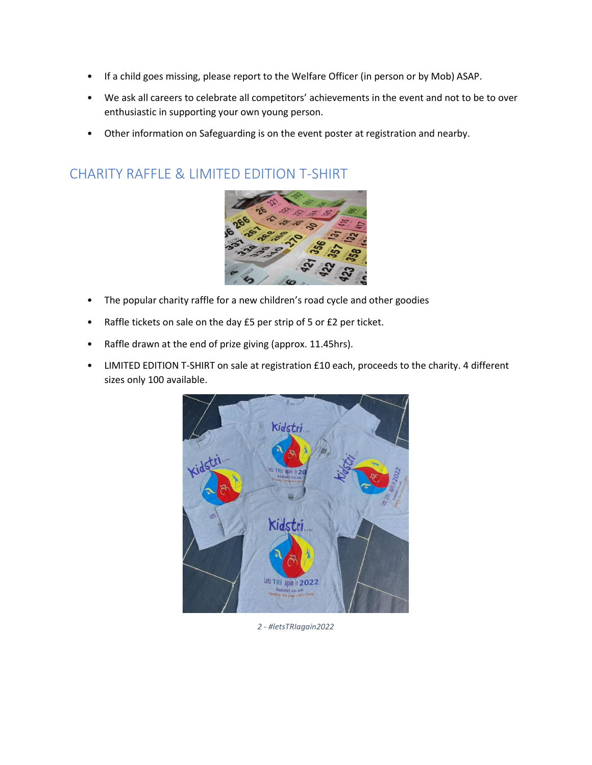- If a child goes missing, please report to the Welfare Officer (in person or by Mob) ASAP.
- We ask all careers to celebrate all competitors' achievements in the event and not to be to over enthusiastic in supporting your own young person.
- Other information on Safeguarding is on the event poster at registration and nearby.

## CHARITY RAFFLE & LIMITED EDITION T-SHIRT

- The popular charity raffle for a new children's road cycle and other goodies
- Raffle tickets on sale on the day £5 per strip of 5 or £2 per ticket.
- Raffle drawn at the end of prize giving (approx. 11.45hrs).
- LIMITED EDITION T-SHIRT on sale at registration £10 each, proceeds to the charity. 4 different sizes only 100 available.

*2 - #letsTRIagain2022*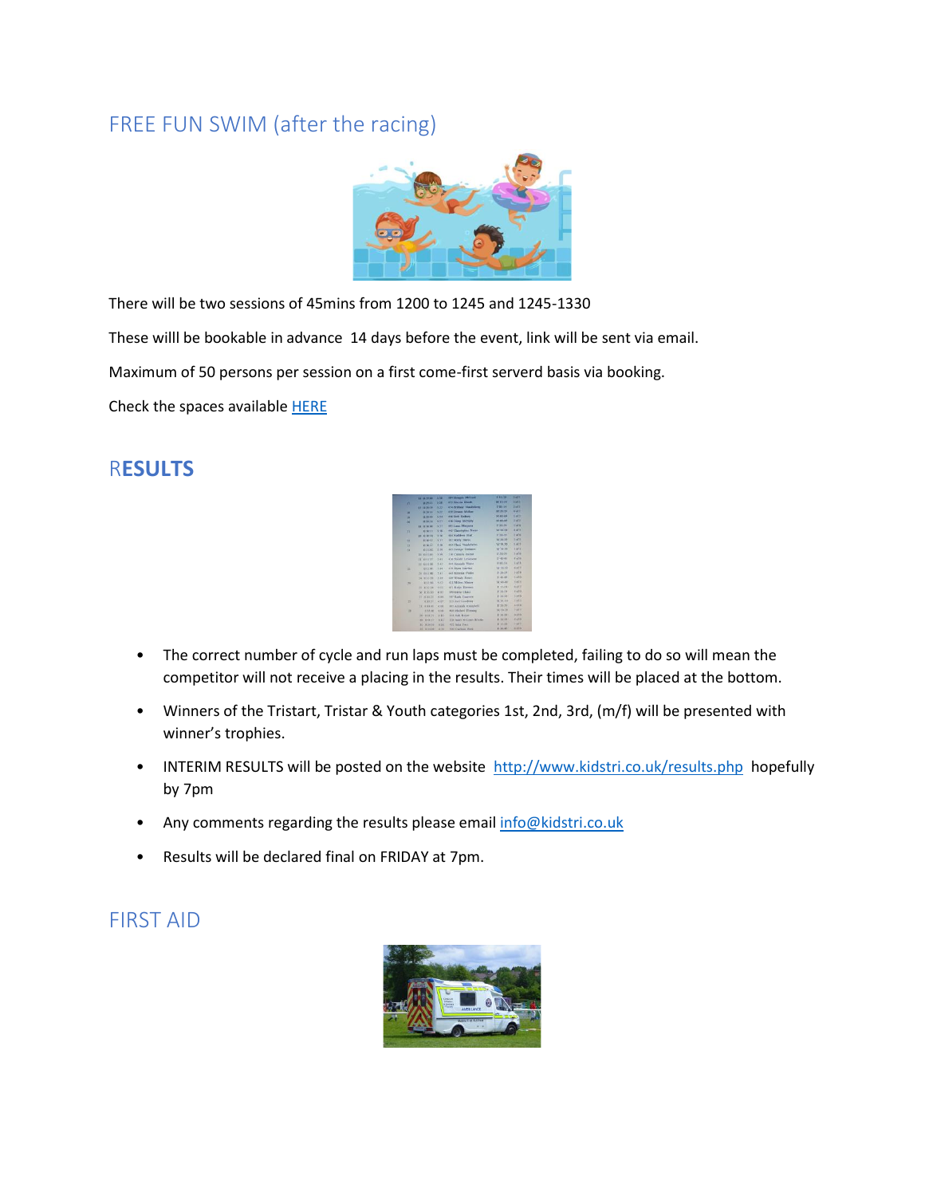## FREE FUN SWIM (after the racing)

There will be two sessions of 45mins from 1200 to 1245 and 1245-1330

These willl be bookable in advance  14 days before the event, link will be sent via email.

Maximum of 50 persons per session on a first come-first serverd basis via booking.

Check the spaces available HERE

## RESULTS

- The correct number of cycle and run laps must be completed, failing to do so will mean the competitor will not receive a placing in the results. Their times will be placed at the bottom.
- Winners of the Tristart, Tristar & Youth categories 1st, 2nd, 3rd, (m/f) will be presented with winner's trophies.
- INTERIM RESULTS will be posted on the website http://www.kidstri.co.uk/results.php hopefully by 7pm
- Any comments regarding the results please email info@kidstri.co.uk
- Results will be declared final on FRIDAY at 7pm.

## FIRST AID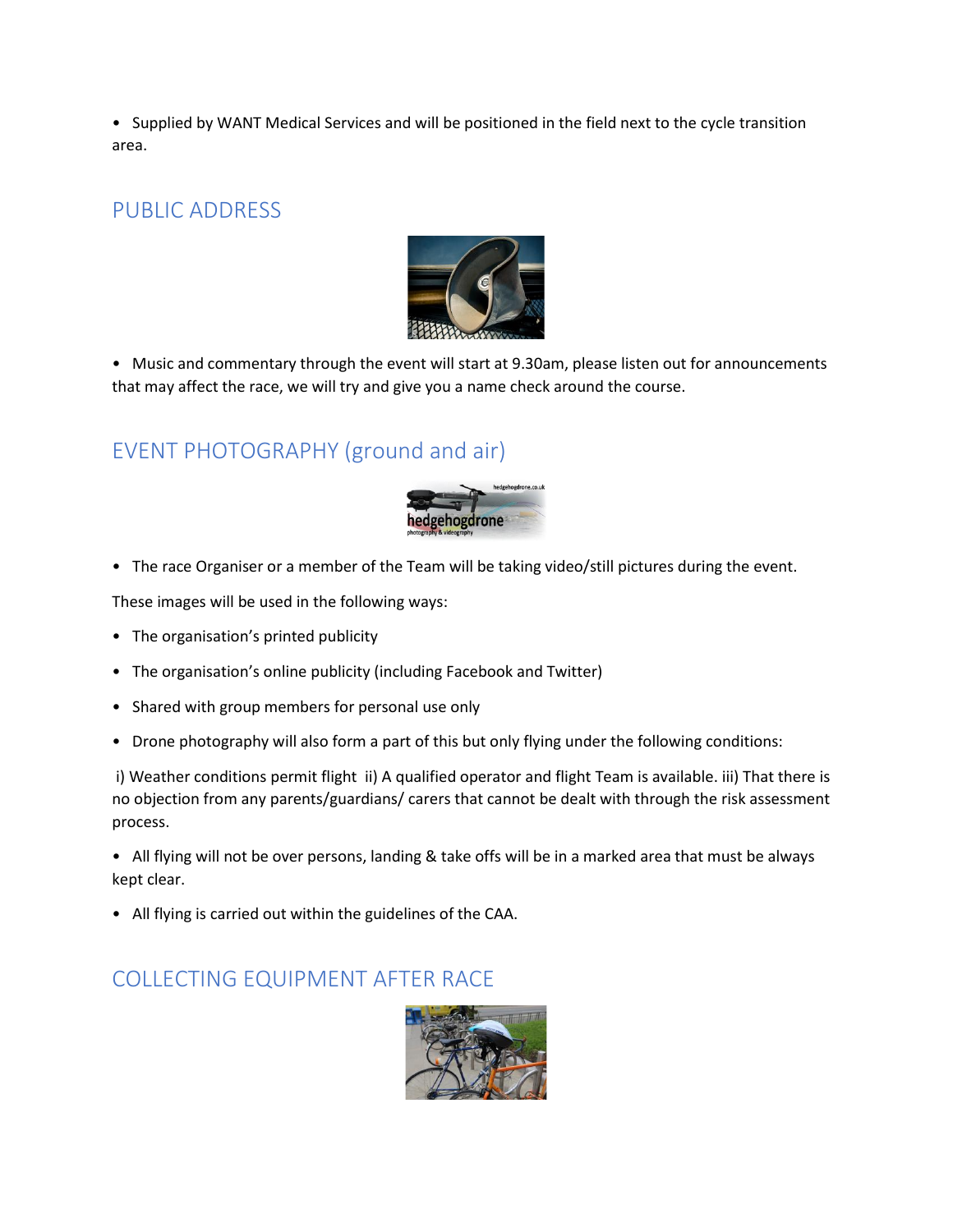- Supplied by WANT Medical Services and will be positioned in the field next to the cycle transition area.

## PUBLIC ADDRESS

- Music and commentary through the event will start at 9.30am, please listen out for announcements that may affect the race, we will try and give you a name check around the course.

## EVENT PHOTOGRAPHY (ground and air)

- The race Organiser or a member of the Team will be taking video/still pictures during the event.

These images will be used in the following ways:

- The organisation's printed publicity
- The organisation's online publicity (including Facebook and Twitter)
- Shared with group members for personal use only
- Drone photography will also form a part of this but only flying under the following conditions:

i) Weather conditions permit flight ii) A qualified operator and flight Team is available. iii) That there is no objection from any parents/guardians/ carers that cannot be dealt with through the risk assessment process.

- All flying will not be over persons, landing & take offs will be in a marked area that must be always kept clear.
- All flying is carried out within the guidelines of the CAA.

## COLLECTING EQUIPMENT AFTER RACE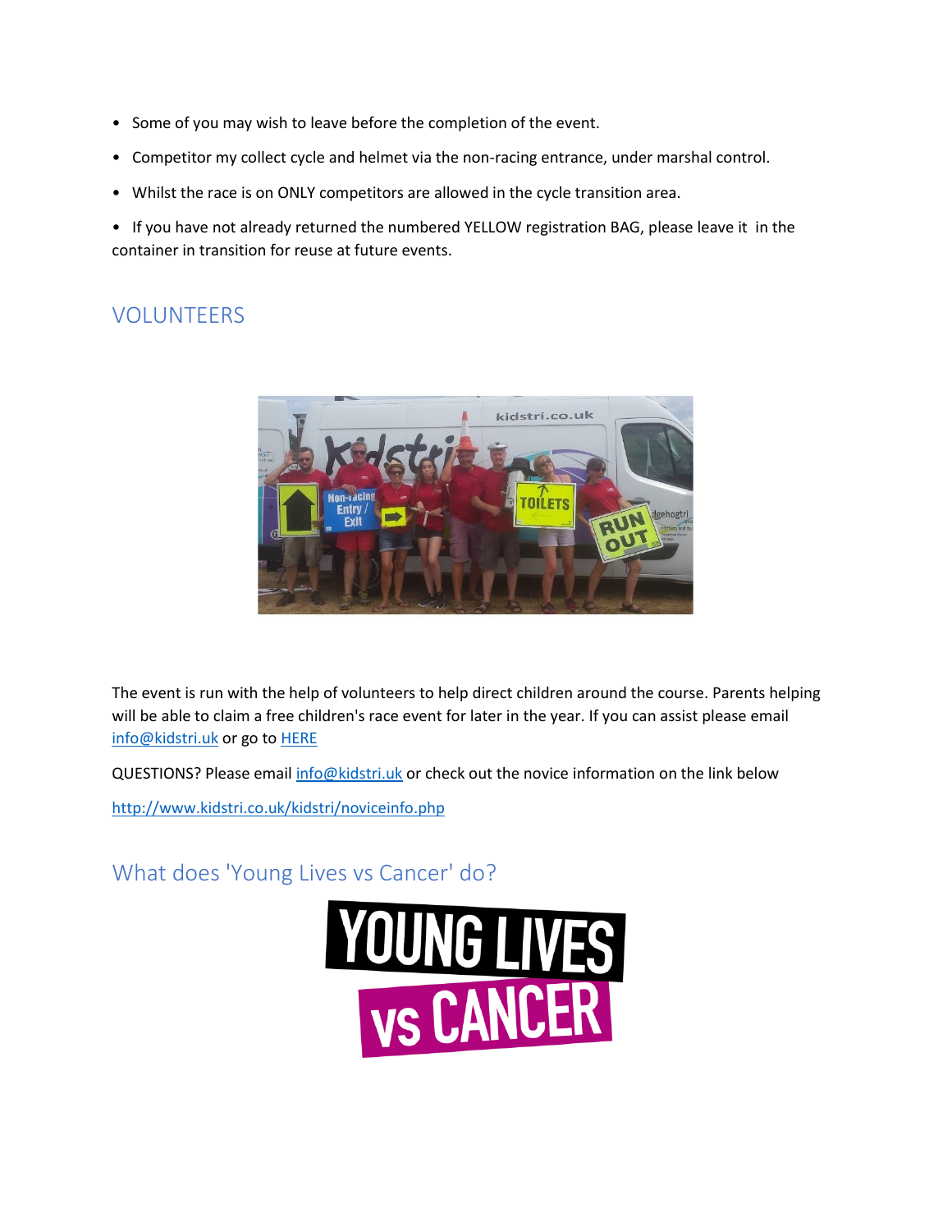- Some of you may wish to leave before the completion of the event.
- Competitor my collect cycle and helmet via the non-racing entrance, under marshal control.
- Whilst the race is on ONLY competitors are allowed in the cycle transition area.
- If you have not already returned the numbered YELLOW registration BAG, please leave it in the container in transition for reuse at future events.

## VOLUNTEERS

The event is run with the help of volunteers to help direct children around the course. Parents helping will be able to claim a free children's race event for later in the year. If you can assist please email [info@kidstri.uk](mailto:info@kidstri.uk) or go to [HERE]()

QUESTIONS? Please email [info@kidstri.uk](mailto:info@kidstri.uk) or check out the novice information on the link below

[http://www.kidstri.co.uk/kidstri/noviceinfo.php](http://www.kidstri.co.uk/kidstri/noviceinfo.php)

## What does 'Young Lives vs Cancer' do?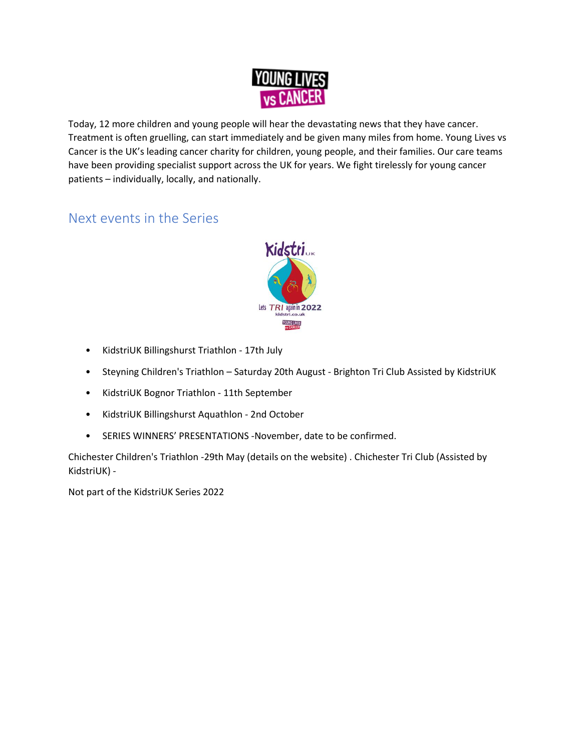Today, 12 more children and young people will hear the devastating news that they have cancer. Treatment is often gruelling, can start immediately and be given many miles from home. Young Lives vs Cancer is the UK's leading cancer charity for children, young people, and their families. Our care teams have been providing specialist support across the UK for years. We fight tirelessly for young cancer patients – individually, locally, and nationally.

## Next events in the Series

- KidstriUK Billingshurst Triathlon - 17th July
- Steyning Children's Triathlon – Saturday 20th August - Brighton Tri Club Assisted by KidstriUK
- KidstriUK Bognor Triathlon - 11th September
- KidstriUK Billingshurst Aquathlon - 2nd October
- SERIES WINNERS' PRESENTATIONS -November, date to be confirmed.

Chichester Children's Triathlon -29th May (details on the website) . Chichester Tri Club (Assisted by KidstriUK) -

Not part of the KidstriUK Series 2022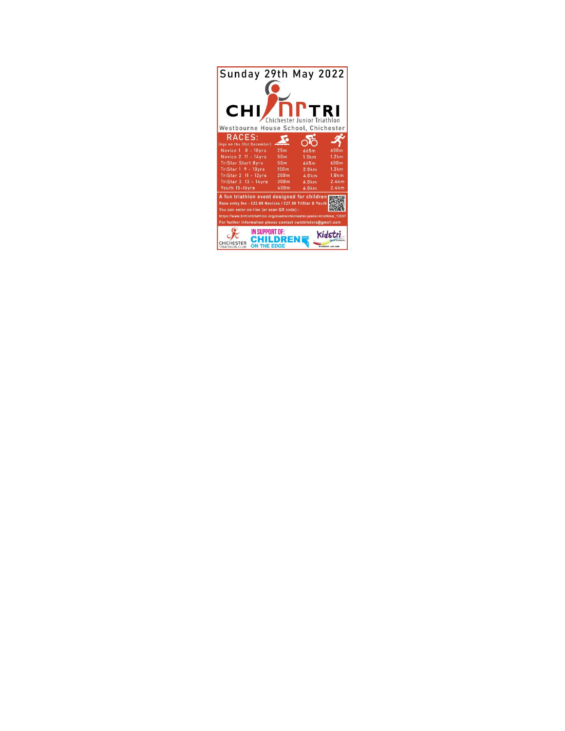# Sunday 29th May 2022

## CHI JNR TRI

Chichester Junior Triathlon

Westbourne House School, Chichester

| RACES: (Age on the 31st December) | Swim | Bike | Run |
| --- | --- | --- | --- |
| Novice 1 8 - 10yrs | 25m | 665m | 600m |
| Novice 2 11 - 14yrs | 50m | 1.3km | 1.2km |
| TriStar Start 8yrs | 50m | 665m | 600m |
| TriStar 1 9 - 10yrs | 150m | 2.0km | 1.2km |
| TriStar 2 11 - 12yrs | 200m | 4.0km | 1.8km |
| TriStar 3 13 - 14yrs | 300m | 6.0km | 2.4km |
| Youth 15-16yrs | 400m | 6.0km | 2.4km |

A fun triathlon event designed for children

Race entry fee - £22.00 Novices / £27.00 TriStar & Youth

You can enter on-line (or scan QR code):-

https://www.britishtriathlon.org/events/chichester-junior-triathlon_13587

For further information please contact cwtctristars@gmail.com

CHICHESTER TRIATHLON CLUB

IN SUPPORT OF: CHILDREN ON THE EDGE

Kidstri triathlon kidstri.co.uk